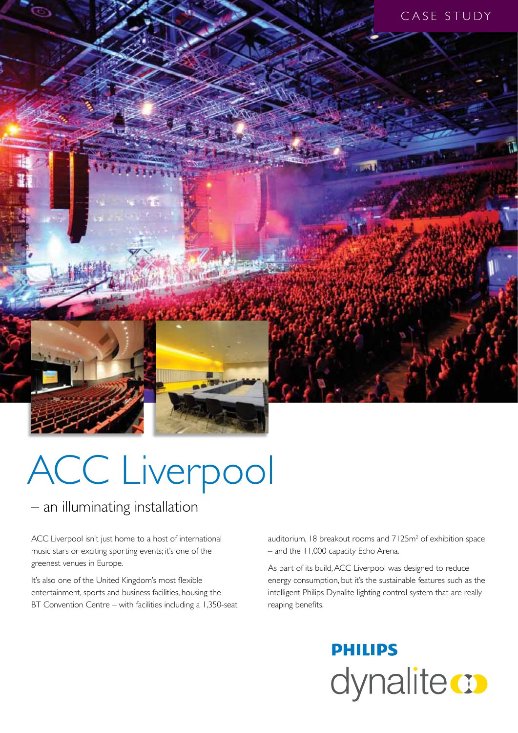CASE STUDY

# ACC Liverpool

## – an illuminating installation

ACC Liverpool isn't just home to a host of international music stars or exciting sporting events; it's one of the greenest venues in Europe.

It's also one of the United Kingdom's most flexible entertainment, sports and business facilities, housing the BT Convention Centre – with facilities including a 1,350-seat auditorium, 18 breakout rooms and 7125m$^2$ of exhibition space – and the 11,000 capacity Echo Arena.

As part of its build, ACC Liverpool was designed to reduce energy consumption, but it's the sustainable features such as the intelligent Philips Dynalite lighting control system that are really reaping benefits.

PHILIPS dynalite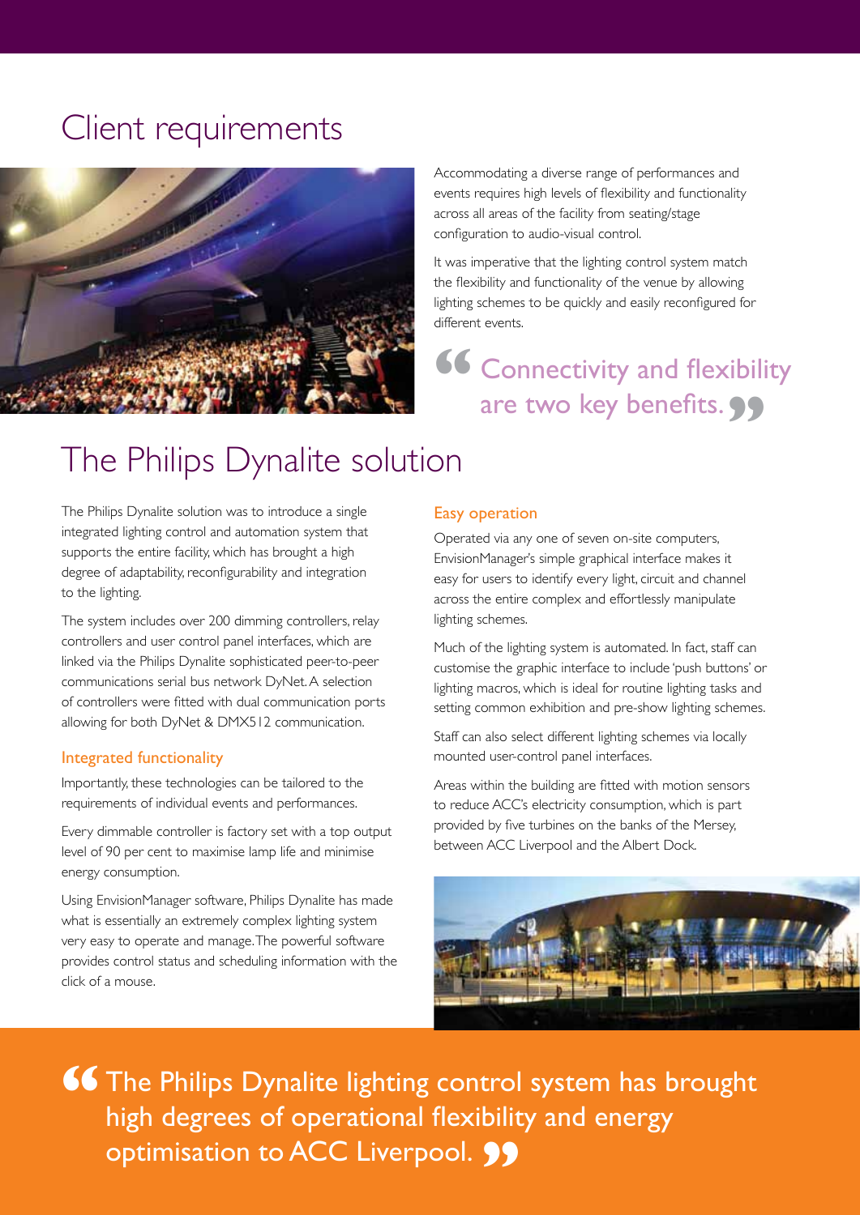## Client requirements

Accommodating a diverse range of performances and events requires high levels of flexibility and functionality across all areas of the facility from seating/stage configuration to audio-visual control.

It was imperative that the lighting control system match the flexibility and functionality of the venue by allowing lighting schemes to be quickly and easily reconfigured for different events.

> "Connectivity and flexibility are two key benefits."

## The Philips Dynalite solution

The Philips Dynalite solution was to introduce a single integrated lighting control and automation system that supports the entire facility, which has brought a high degree of adaptability, reconfigurability and integration to the lighting.

The system includes over 200 dimming controllers, relay controllers and user control panel interfaces, which are linked via the Philips Dynalite sophisticated peer-to-peer communications serial bus network DyNet. A selection of controllers were fitted with dual communication ports allowing for both DyNet & DMX512 communication.

### Integrated functionality

Importantly, these technologies can be tailored to the requirements of individual events and performances.

Every dimmable controller is factory set with a top output level of 90 per cent to maximise lamp life and minimise energy consumption.

Using EnvisionManager software, Philips Dynalite has made what is essentially an extremely complex lighting system very easy to operate and manage. The powerful software provides control status and scheduling information with the click of a mouse.

### Easy operation

Operated via any one of seven on-site computers, EnvisionManager's simple graphical interface makes it easy for users to identify every light, circuit and channel across the entire complex and effortlessly manipulate lighting schemes.

Much of the lighting system is automated. In fact, staff can customise the graphic interface to include 'push buttons' or lighting macros, which is ideal for routine lighting tasks and setting common exhibition and pre-show lighting schemes.

Staff can also select different lighting schemes via locally mounted user-control panel interfaces.

Areas within the building are fitted with motion sensors to reduce ACC's electricity consumption, which is part provided by five turbines on the banks of the Mersey, between ACC Liverpool and the Albert Dock.

> "The Philips Dynalite lighting control system has brought high degrees of operational flexibility and energy optimisation to ACC Liverpool."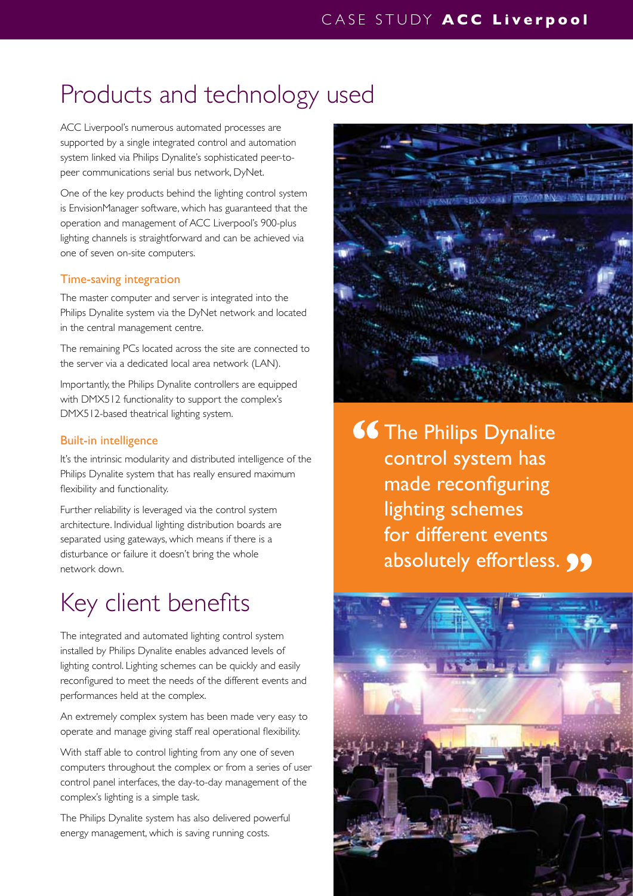# Products and technology used

ACC Liverpool's numerous automated processes are supported by a single integrated control and automation system linked via Philips Dynalite's sophisticated peer-to-peer communications serial bus network, DyNet.

One of the key products behind the lighting control system is EnvisionManager software, which has guaranteed that the operation and management of ACC Liverpool's 900-plus lighting channels is straightforward and can be achieved via one of seven on-site computers.

### Time-saving integration

The master computer and server is integrated into the Philips Dynalite system via the DyNet network and located in the central management centre.

The remaining PCs located across the site are connected to the server via a dedicated local area network (LAN).

Importantly, the Philips Dynalite controllers are equipped with DMX512 functionality to support the complex's DMX512-based theatrical lighting system.

### Built-in intelligence

It's the intrinsic modularity and distributed intelligence of the Philips Dynalite system that has really ensured maximum flexibility and functionality.

Further reliability is leveraged via the control system architecture. Individual lighting distribution boards are separated using gateways, which means if there is a disturbance or failure it doesn't bring the whole network down.

# Key client benefits

The integrated and automated lighting control system installed by Philips Dynalite enables advanced levels of lighting control. Lighting schemes can be quickly and easily reconfigured to meet the needs of the different events and performances held at the complex.

An extremely complex system has been made very easy to operate and manage giving staff real operational flexibility.

With staff able to control lighting from any one of seven computers throughout the complex or from a series of user control panel interfaces, the day-to-day management of the complex's lighting is a simple task.

The Philips Dynalite system has also delivered powerful energy management, which is saving running costs.

> “The Philips Dynalite control system has made reconfiguring lighting schemes for different events absolutely effortless.”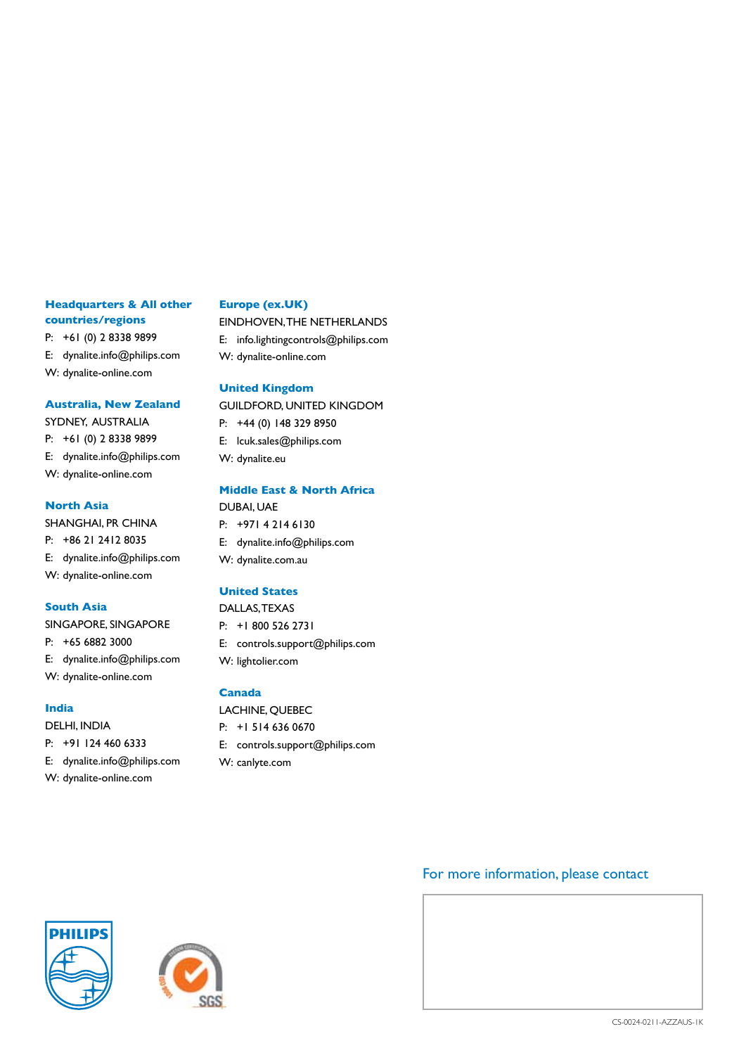**Headquarters & All other countries/regions**

P: +61 (0) 2 8338 9899

E: dynalite.info@philips.com

W: dynalite-online.com

**Australia, New Zealand**

SYDNEY, AUSTRALIA

P: +61 (0) 2 8338 9899

E: dynalite.info@philips.com

W: dynalite-online.com

**North Asia**

SHANGHAI, PR CHINA

P: +86 21 2412 8035

E: dynalite.info@philips.com

W: dynalite-online.com

**South Asia**

SINGAPORE, SINGAPORE

P: +65 6882 3000

E: dynalite.info@philips.com

W: dynalite-online.com

**India**

DELHI, INDIA

P: +91 124 460 6333

E: dynalite.info@philips.com

W: dynalite-online.com

**Europe (ex.UK)**

EINDHOVEN, THE NETHERLANDS

E: info.lightingcontrols@philips.com

W: dynalite-online.com

**United Kingdom**

GUILDFORD, UNITED KINGDOM

P: +44 (0) 148 329 8950

E: lcuk.sales@philips.com

W: dynalite.eu

**Middle East & North Africa**

DUBAI, UAE

P: +971 4 214 6130

E: dynalite.info@philips.com

W: dynalite.com.au

**United States**

DALLAS, TEXAS

P: +1 800 526 2731

E: controls.support@philips.com

W: lightolier.com

**Canada**

LACHINE, QUEBEC

P: +1 514 636 0670

E: controls.support@philips.com

W: canlyte.com

For more information, please contact

CS-0024-0211-AZZAUS-1K